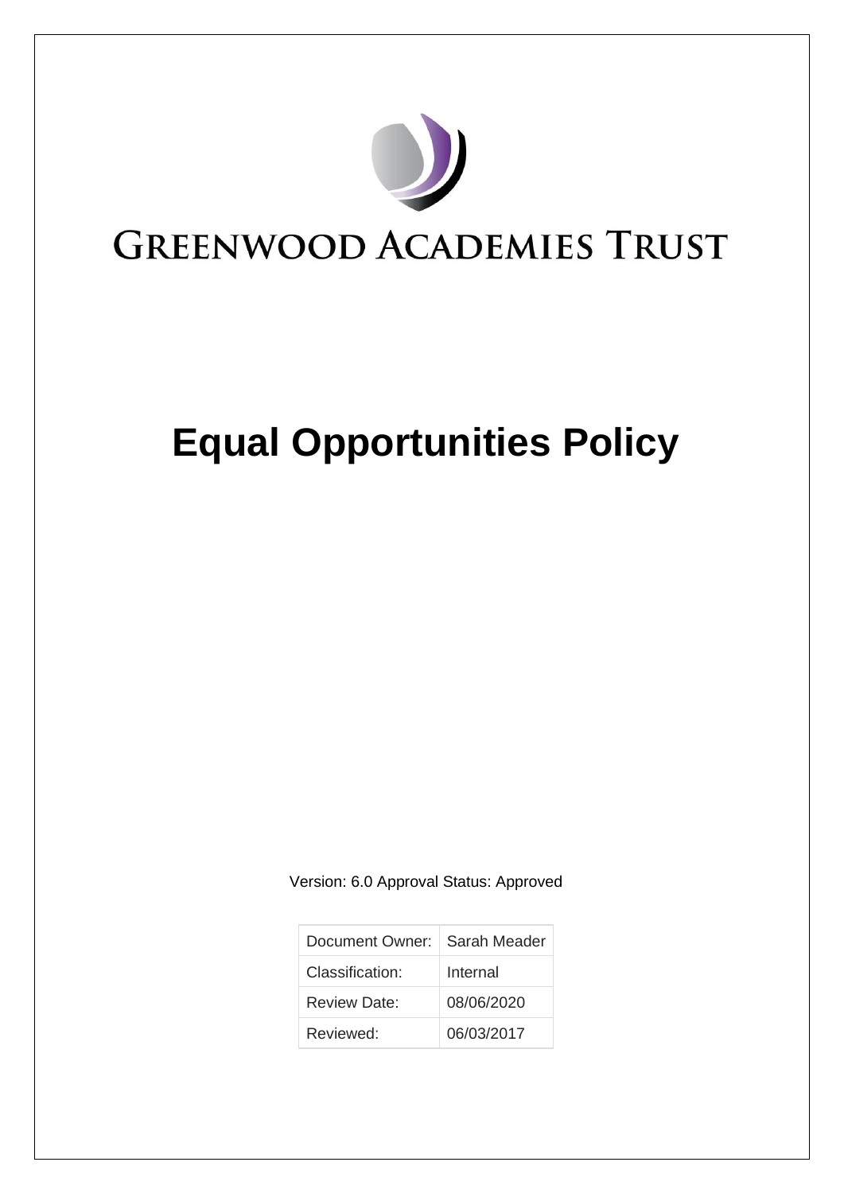GREENWOOD ACADEMIES TRUST

# Equal Opportunities Policy

Version: 6.0 Approval Status: Approved

| Document Owner: | Sarah Meader |
| --- | --- |
| Classification: | Internal |
| Review Date: | 08/06/2020 |
| Reviewed: | 06/03/2017 |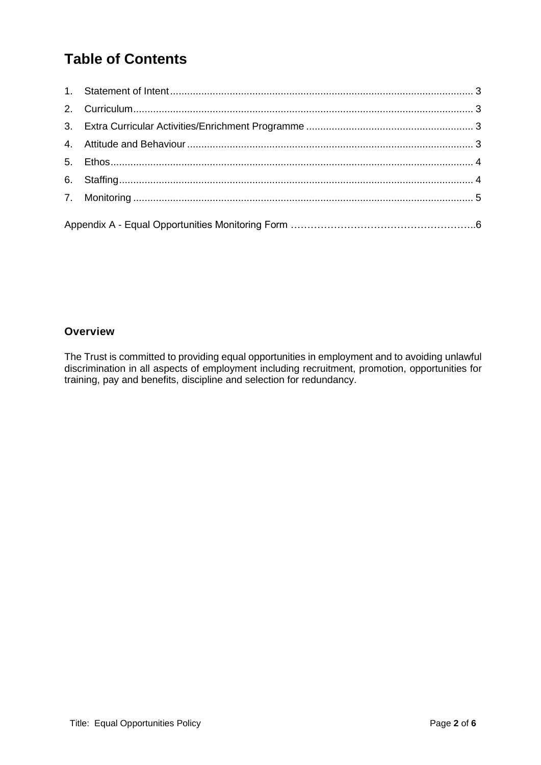# Table of Contents

1. Statement of Intent .......... 3
2. Curriculum .......... 3
3. Extra Curricular Activities/Enrichment Programme .......... 3
4. Attitude and Behaviour .......... 3
5. Ethos .......... 4
6. Staffing .......... 4
7. Monitoring .......... 5

Appendix A - Equal Opportunities Monitoring Form .......... 6

### Overview

The Trust is committed to providing equal opportunities in employment and to avoiding unlawful discrimination in all aspects of employment including recruitment, promotion, opportunities for training, pay and benefits, discipline and selection for redundancy.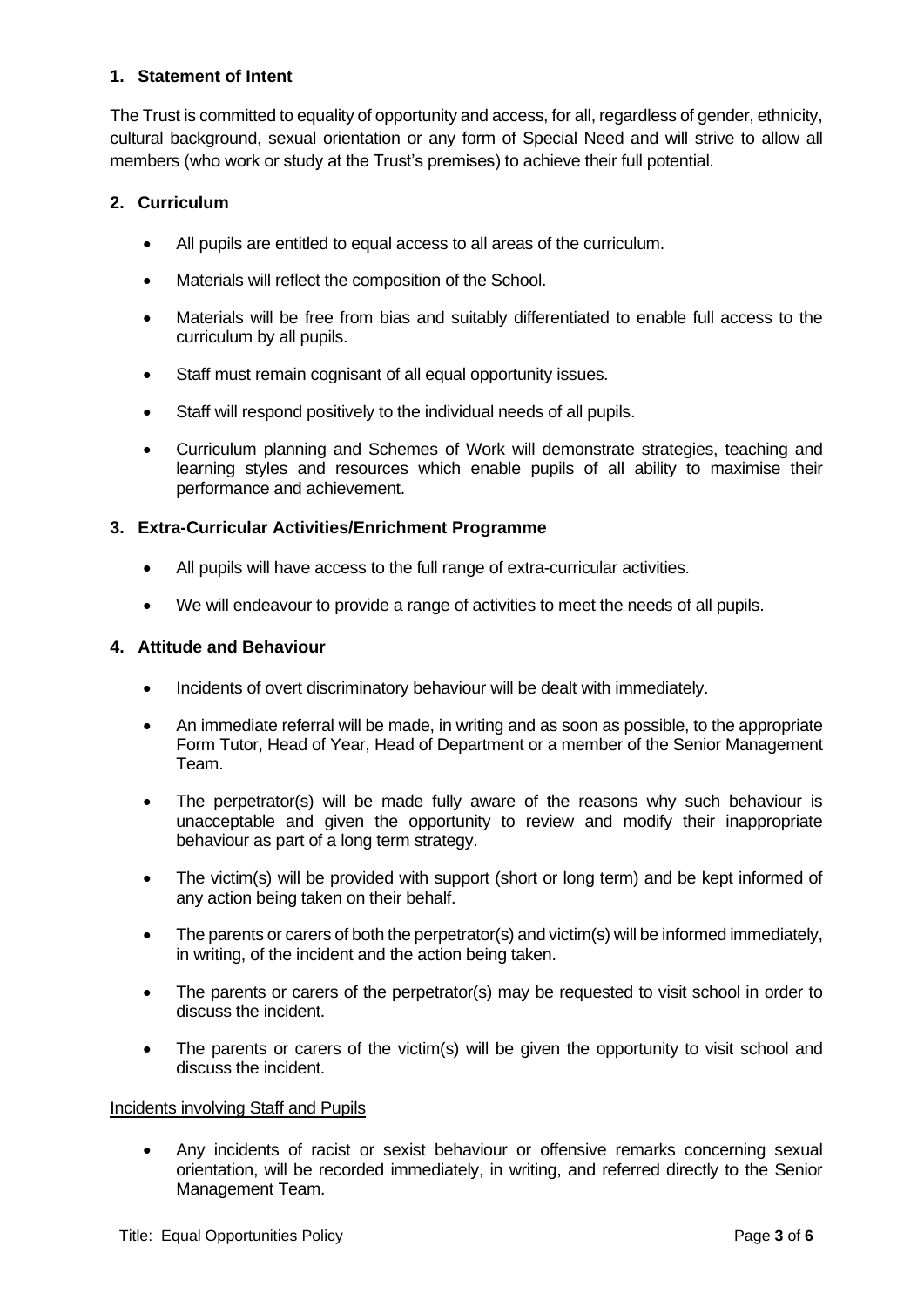## 1. Statement of Intent

The Trust is committed to equality of opportunity and access, for all, regardless of gender, ethnicity, cultural background, sexual orientation or any form of Special Need and will strive to allow all members (who work or study at the Trust's premises) to achieve their full potential.

## 2. Curriculum

- All pupils are entitled to equal access to all areas of the curriculum.
- Materials will reflect the composition of the School.
- Materials will be free from bias and suitably differentiated to enable full access to the curriculum by all pupils.
- Staff must remain cognisant of all equal opportunity issues.
- Staff will respond positively to the individual needs of all pupils.
- Curriculum planning and Schemes of Work will demonstrate strategies, teaching and learning styles and resources which enable pupils of all ability to maximise their performance and achievement.

## 3. Extra-Curricular Activities/Enrichment Programme

- All pupils will have access to the full range of extra-curricular activities.
- We will endeavour to provide a range of activities to meet the needs of all pupils.

## 4. Attitude and Behaviour

- Incidents of overt discriminatory behaviour will be dealt with immediately.
- An immediate referral will be made, in writing and as soon as possible, to the appropriate Form Tutor, Head of Year, Head of Department or a member of the Senior Management Team.
- The perpetrator(s) will be made fully aware of the reasons why such behaviour is unacceptable and given the opportunity to review and modify their inappropriate behaviour as part of a long term strategy.
- The victim(s) will be provided with support (short or long term) and be kept informed of any action being taken on their behalf.
- The parents or carers of both the perpetrator(s) and victim(s) will be informed immediately, in writing, of the incident and the action being taken.
- The parents or carers of the perpetrator(s) may be requested to visit school in order to discuss the incident.
- The parents or carers of the victim(s) will be given the opportunity to visit school and discuss the incident.

Incidents involving Staff and Pupils

- Any incidents of racist or sexist behaviour or offensive remarks concerning sexual orientation, will be recorded immediately, in writing, and referred directly to the Senior Management Team.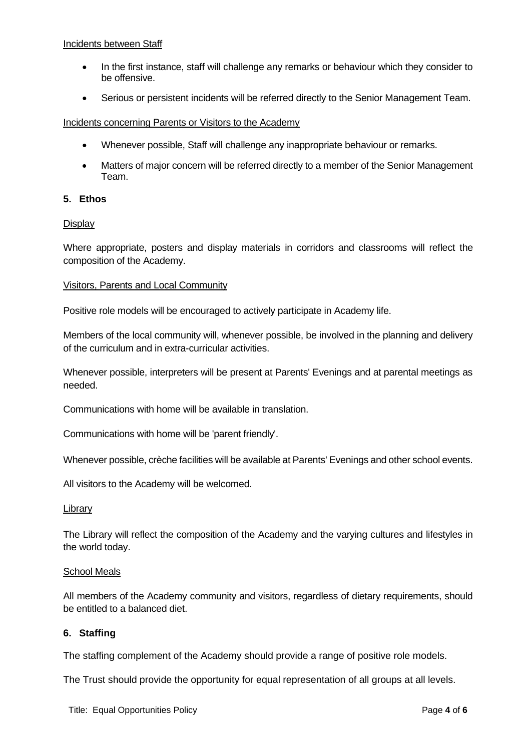Incidents between Staff

- In the first instance, staff will challenge any remarks or behaviour which they consider to be offensive.
- Serious or persistent incidents will be referred directly to the Senior Management Team.

Incidents concerning Parents or Visitors to the Academy

- Whenever possible, Staff will challenge any inappropriate behaviour or remarks.
- Matters of major concern will be referred directly to a member of the Senior Management Team.

## 5. Ethos

Display

Where appropriate, posters and display materials in corridors and classrooms will reflect the composition of the Academy.

Visitors, Parents and Local Community

Positive role models will be encouraged to actively participate in Academy life.

Members of the local community will, whenever possible, be involved in the planning and delivery of the curriculum and in extra-curricular activities.

Whenever possible, interpreters will be present at Parents' Evenings and at parental meetings as needed.

Communications with home will be available in translation.

Communications with home will be 'parent friendly'.

Whenever possible, crèche facilities will be available at Parents' Evenings and other school events.

All visitors to the Academy will be welcomed.

Library

The Library will reflect the composition of the Academy and the varying cultures and lifestyles in the world today.

School Meals

All members of the Academy community and visitors, regardless of dietary requirements, should be entitled to a balanced diet.

## 6. Staffing

The staffing complement of the Academy should provide a range of positive role models.

The Trust should provide the opportunity for equal representation of all groups at all levels.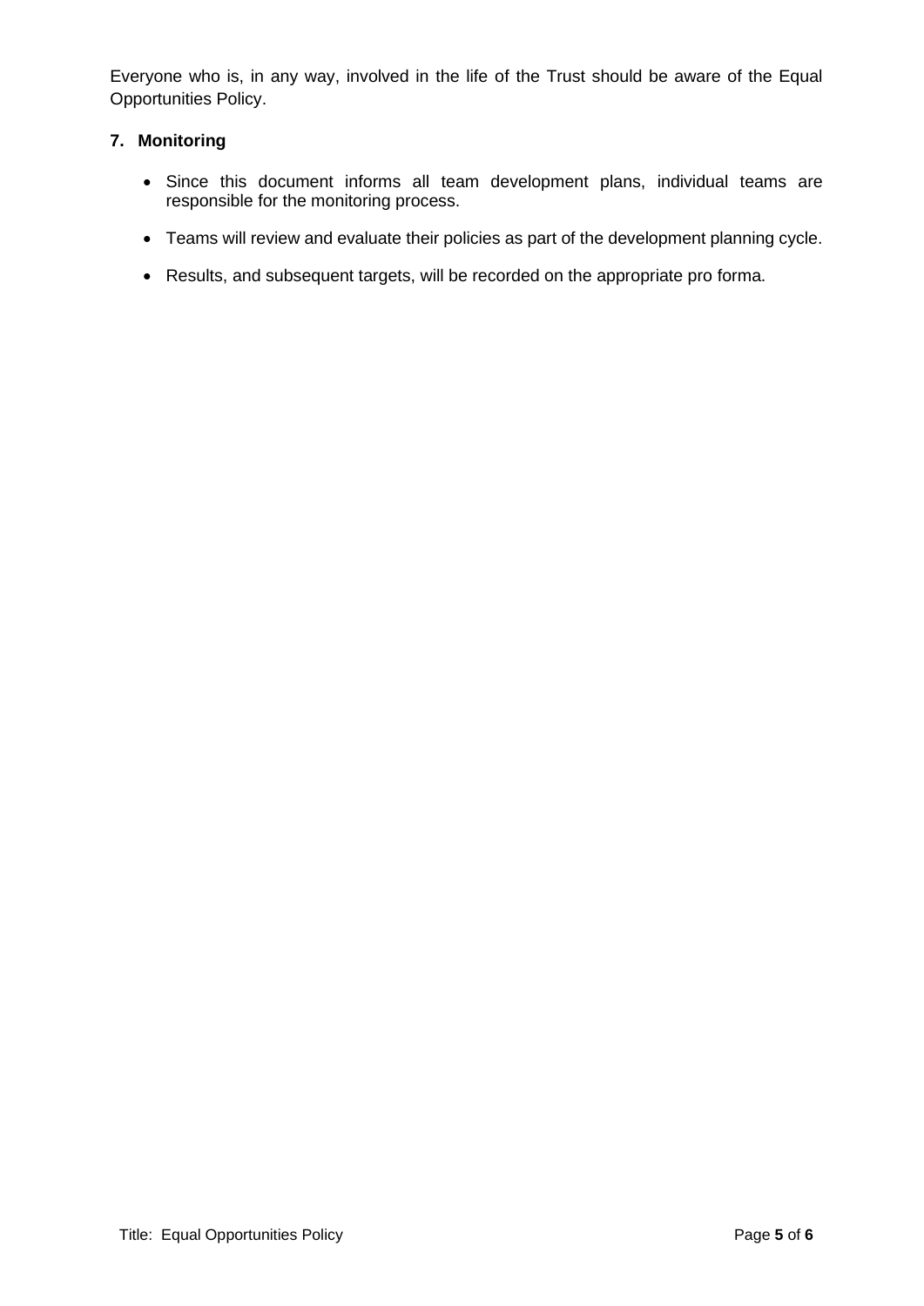Everyone who is, in any way, involved in the life of the Trust should be aware of the Equal Opportunities Policy.

## 7. Monitoring

- Since this document informs all team development plans, individual teams are responsible for the monitoring process.
- Teams will review and evaluate their policies as part of the development planning cycle.
- Results, and subsequent targets, will be recorded on the appropriate pro forma.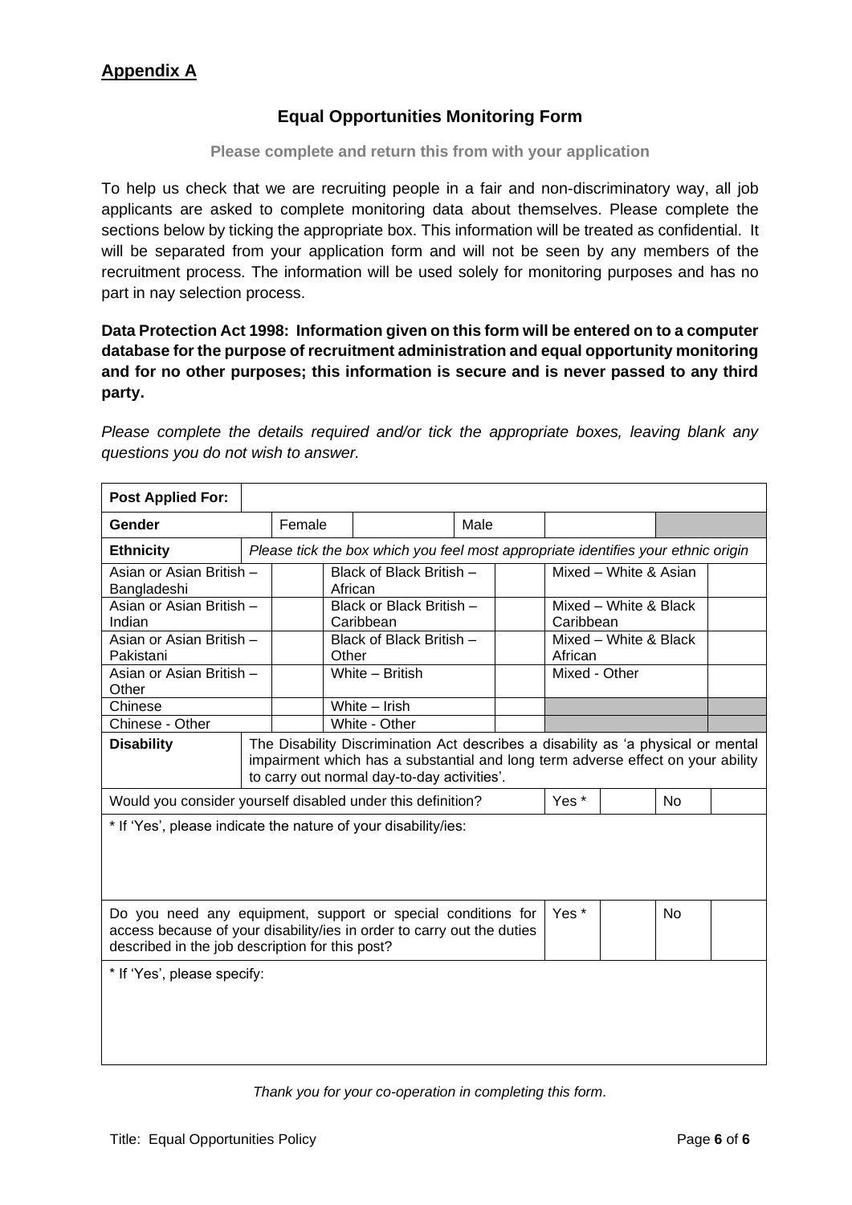## Appendix A

### Equal Opportunities Monitoring Form

**Please complete and return this from with your application**

To help us check that we are recruiting people in a fair and non-discriminatory way, all job applicants are asked to complete monitoring data about themselves. Please complete the sections below by ticking the appropriate box. This information will be treated as confidential. It will be separated from your application form and will not be seen by any members of the recruitment process. The information will be used solely for monitoring purposes and has no part in nay selection process.

**Data Protection Act 1998: Information given on this form will be entered on to a computer database for the purpose of recruitment administration and equal opportunity monitoring and for no other purposes; this information is secure and is never passed to any third party.**

*Please complete the details required and/or tick the appropriate boxes, leaving blank any questions you do not wish to answer.*

| | | | | | |
|---|---|---|---|---|---|
| **Post Applied For:** | | | | | |
| **Gender** | Female | | Male | | |
| **Ethnicity** | *Please tick the box which you feel most appropriate identifies your ethnic origin* | | | | |
| Asian or Asian British – Bangladeshi | | Black of Black British – African | | Mixed – White & Asian | |
| Asian or Asian British – Indian | | Black or Black British – Caribbean | | Mixed – White & Black Caribbean | |
| Asian or Asian British – Pakistani | | Black of Black British – Other | | Mixed – White & Black African | |
| Asian or Asian British – Other | | White – British | | Mixed - Other | |
| Chinese | | White – Irish | | | |
| Chinese - Other | | White - Other | | | |
| **Disability** | The Disability Discrimination Act describes a disability as 'a physical or mental impairment which has a substantial and long term adverse effect on your ability to carry out normal day-to-day activities'. | | | | |
| Would you consider yourself disabled under this definition? | | Yes * | | No | |
| * If 'Yes', please indicate the nature of your disability/ies: | | | | | |
| Do you need any equipment, support or special conditions for access because of your disability/ies in order to carry out the duties described in the job description for this post? | | Yes * | | No | |
| * If 'Yes', please specify: | | | | | |

*Thank you for your co-operation in completing this form.*